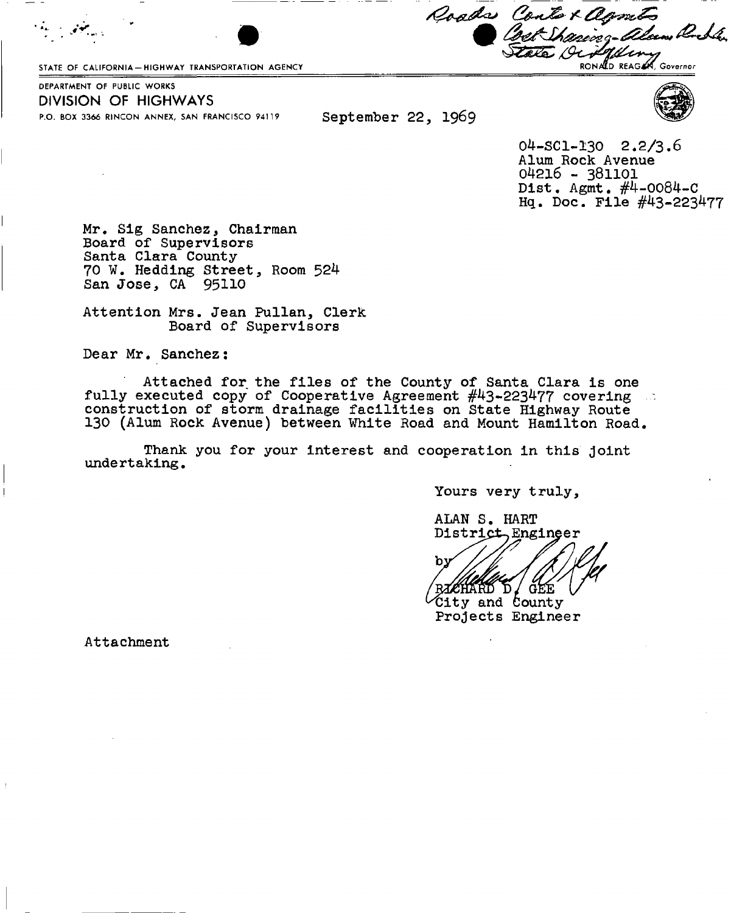Roads Conts & Agmts
Cost Sharing - Alum Rock Ave.
State Highway

STATE OF CALIFORNIA—HIGHWAY TRANSPORTATION AGENCY

RONALD REAGAN, Governor

DEPARTMENT OF PUBLIC WORKS
DIVISION OF HIGHWAYS
P.O. BOX 3366 RINCON ANNEX, SAN FRANCISCO 94119

September 22, 1969

04-SCl-130 2.2/3.6
Alum Rock Avenue
04216 - 381101
Dist. Agmt. #4-0084-C
Hq. Doc. File #43-223477

Mr. Sig Sanchez, Chairman
Board of Supervisors
Santa Clara County
70 W. Hedding Street, Room 524
San Jose, CA 95110

Attention Mrs. Jean Pullan, Clerk
Board of Supervisors

Dear Mr. Sanchez:

Attached for the files of the County of Santa Clara is one fully executed copy of Cooperative Agreement #43-223477 covering construction of storm drainage facilities on State Highway Route 130 (Alum Rock Avenue) between White Road and Mount Hamilton Road.

Thank you for your interest and cooperation in this joint undertaking.

Yours very truly,

ALAN S. HART
District Engineer

by
RICHARD D. GEE
City and County
Projects Engineer

Attachment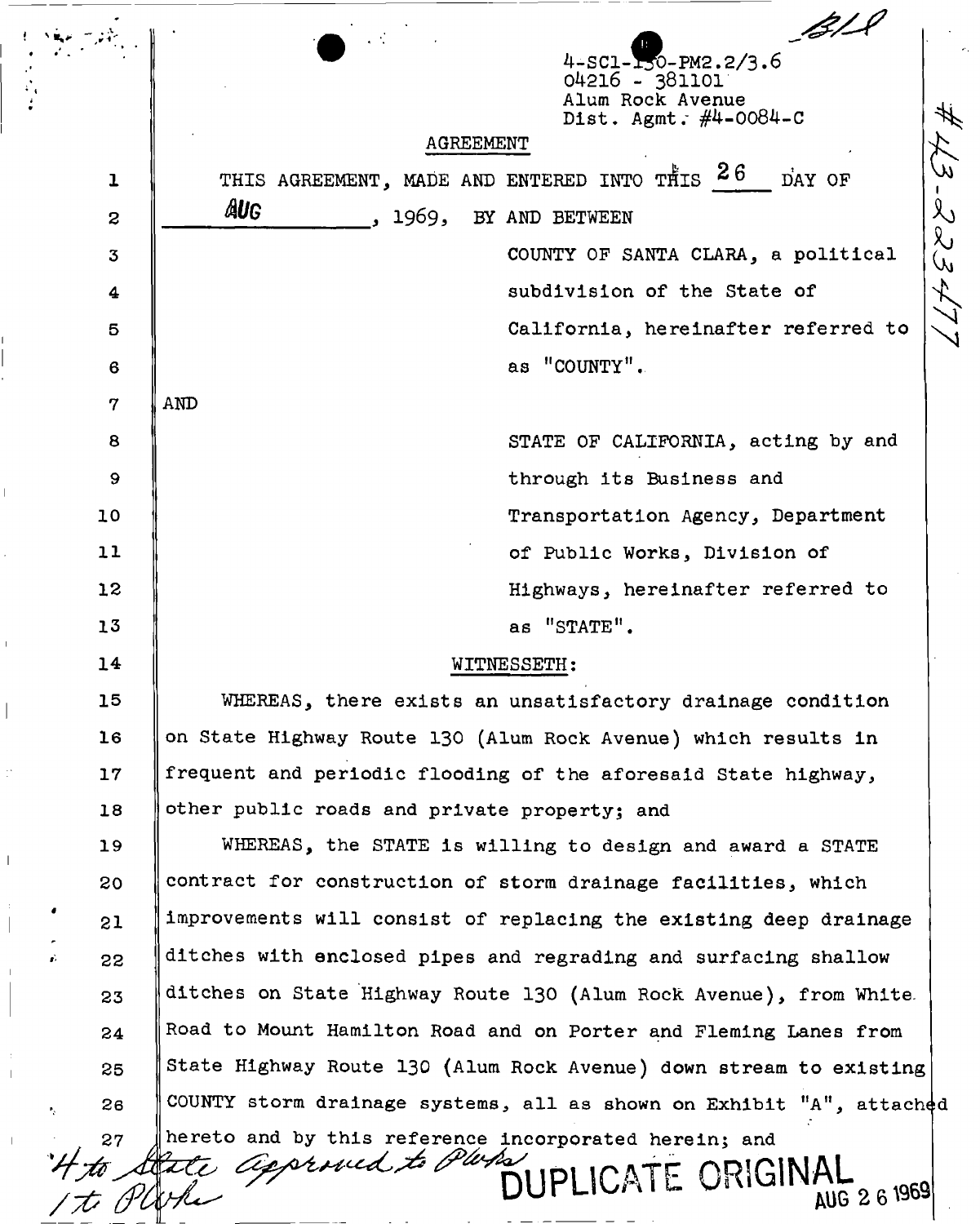B/L

4-SCl-130-PM2.2/3.6
04216 - 381101
Alum Rock Avenue
Dist. Agmt. #4-0084-C

#43-223477

## AGREEMENT

THIS AGREEMENT, MADE AND ENTERED INTO THIS 26 DAY OF AUG, 1969, BY AND BETWEEN

COUNTY OF SANTA CLARA, a political subdivision of the State of California, hereinafter referred to as "COUNTY".

AND

STATE OF CALIFORNIA, acting by and through its Business and Transportation Agency, Department of Public Works, Division of Highways, hereinafter referred to as "STATE".

WITNESSETH:

WHEREAS, there exists an unsatisfactory drainage condition on State Highway Route 130 (Alum Rock Avenue) which results in frequent and periodic flooding of the aforesaid State highway, other public roads and private property; and

WHEREAS, the STATE is willing to design and award a STATE contract for construction of storm drainage facilities, which improvements will consist of replacing the existing deep drainage ditches with enclosed pipes and regrading and surfacing shallow ditches on State Highway Route 130 (Alum Rock Avenue), from White Road to Mount Hamilton Road and on Porter and Fleming Lanes from State Highway Route 130 (Alum Rock Avenue) down stream to existing COUNTY storm drainage systems, all as shown on Exhibit "A", attached hereto and by this reference incorporated herein; and

4 to State approved to Plwks
1 to Plwks

DUPLICATE ORIGINAL
AUG 26 1969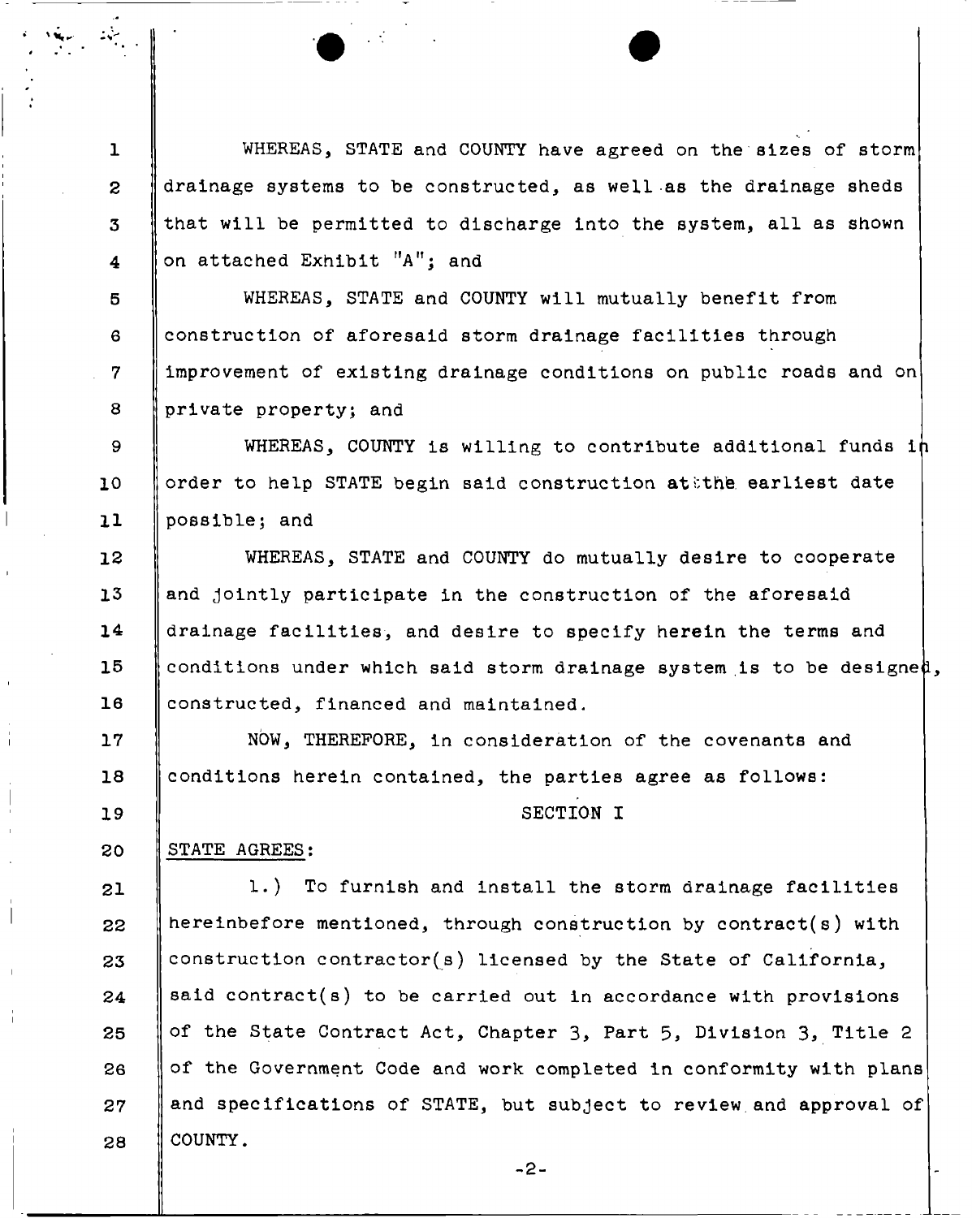WHEREAS, STATE and COUNTY have agreed on the sizes of storm drainage systems to be constructed, as well as the drainage sheds that will be permitted to discharge into the system, all as shown on attached Exhibit "A"; and

WHEREAS, STATE and COUNTY will mutually benefit from construction of aforesaid storm drainage facilities through improvement of existing drainage conditions on public roads and on private property; and

WHEREAS, COUNTY is willing to contribute additional funds in order to help STATE begin said construction at the earliest date possible; and

WHEREAS, STATE and COUNTY do mutually desire to cooperate and jointly participate in the construction of the aforesaid drainage facilities, and desire to specify herein the terms and conditions under which said storm drainage system is to be designed, constructed, financed and maintained.

NOW, THEREFORE, in consideration of the covenants and conditions herein contained, the parties agree as follows:

## SECTION I

STATE AGREES:

1.) To furnish and install the storm drainage facilities hereinbefore mentioned, through construction by contract(s) with construction contractor(s) licensed by the State of California, said contract(s) to be carried out in accordance with provisions of the State Contract Act, Chapter 3, Part 5, Division 3, Title 2 of the Government Code and work completed in conformity with plans and specifications of STATE, but subject to review and approval of COUNTY.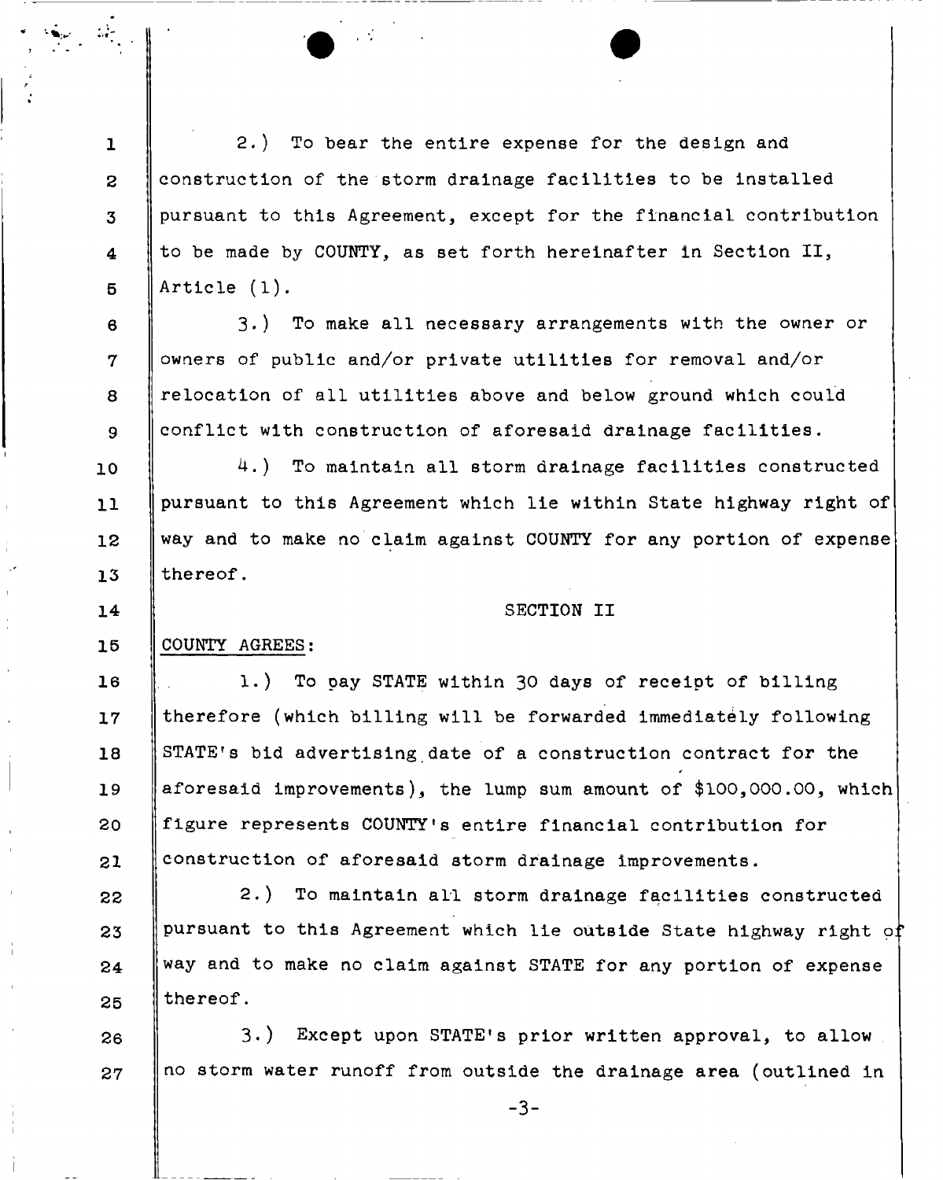2.) To bear the entire expense for the design and construction of the storm drainage facilities to be installed pursuant to this Agreement, except for the financial contribution to be made by COUNTY, as set forth hereinafter in Section II, Article (1).

3.) To make all necessary arrangements with the owner or owners of public and/or private utilities for removal and/or relocation of all utilities above and below ground which could conflict with construction of aforesaid drainage facilities.

4.) To maintain all storm drainage facilities constructed pursuant to this Agreement which lie within State highway right of way and to make no claim against COUNTY for any portion of expense thereof.

SECTION II

COUNTY AGREES:

1.) To pay STATE within 30 days of receipt of billing therefore (which billing will be forwarded immediately following STATE's bid advertising date of a construction contract for the aforesaid improvements), the lump sum amount of $100,000.00, which figure represents COUNTY's entire financial contribution for construction of aforesaid storm drainage improvements.

2.) To maintain all storm drainage facilities constructed pursuant to this Agreement which lie outside State highway right of way and to make no claim against STATE for any portion of expense thereof.

3.) Except upon STATE's prior written approval, to allow no storm water runoff from outside the drainage area (outlined in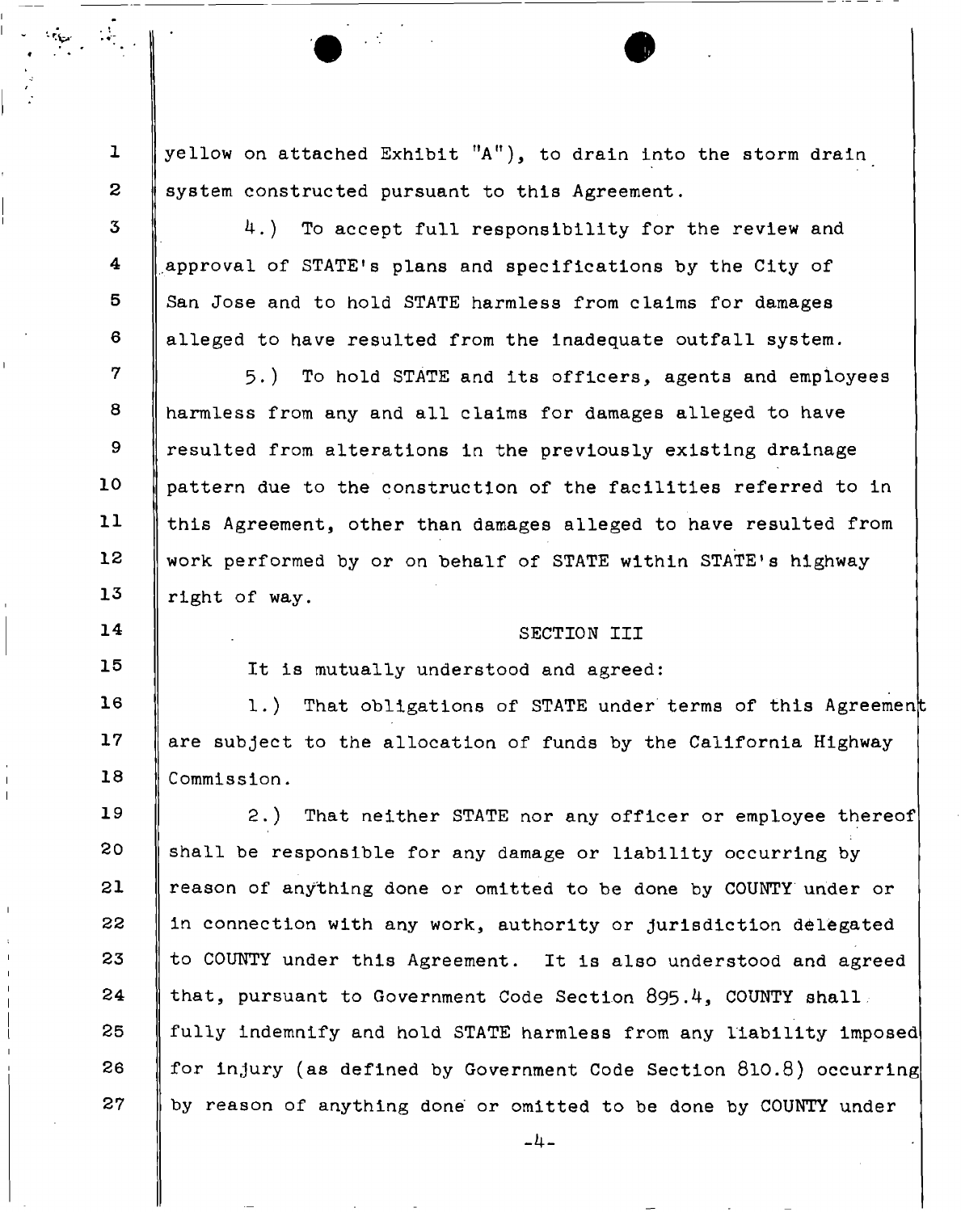yellow on attached Exhibit "A"), to drain into the storm drain system constructed pursuant to this Agreement.

4.) To accept full responsibility for the review and approval of STATE's plans and specifications by the City of San Jose and to hold STATE harmless from claims for damages alleged to have resulted from the inadequate outfall system.

5.) To hold STATE and its officers, agents and employees harmless from any and all claims for damages alleged to have resulted from alterations in the previously existing drainage pattern due to the construction of the facilities referred to in this Agreement, other than damages alleged to have resulted from work performed by or on behalf of STATE within STATE's highway right of way.

SECTION III

It is mutually understood and agreed:

1.) That obligations of STATE under terms of this Agreement are subject to the allocation of funds by the California Highway Commission.

2.) That neither STATE nor any officer or employee thereof shall be responsible for any damage or liability occurring by reason of anything done or omitted to be done by COUNTY under or in connection with any work, authority or jurisdiction delegated to COUNTY under this Agreement. It is also understood and agreed that, pursuant to Government Code Section 895.4, COUNTY shall fully indemnify and hold STATE harmless from any liability imposed for injury (as defined by Government Code Section 810.8) occurring by reason of anything done or omitted to be done by COUNTY under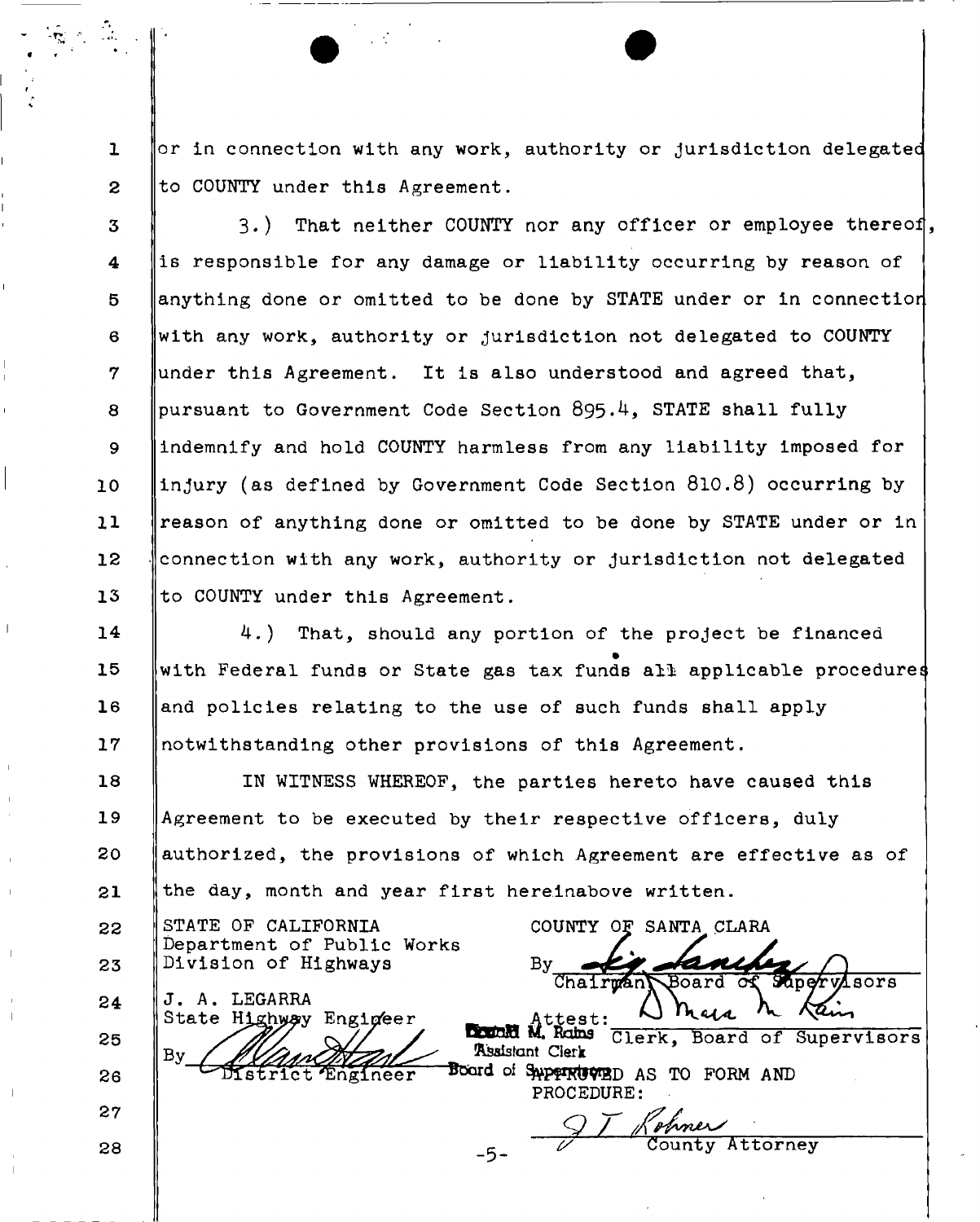or in connection with any work, authority or jurisdiction delegated to COUNTY under this Agreement.

3.) That neither COUNTY nor any officer or employee thereof, is responsible for any damage or liability occurring by reason of anything done or omitted to be done by STATE under or in connection with any work, authority or jurisdiction not delegated to COUNTY under this Agreement. It is also understood and agreed that, pursuant to Government Code Section 895.4, STATE shall fully indemnify and hold COUNTY harmless from any liability imposed for injury (as defined by Government Code Section 810.8) occurring by reason of anything done or omitted to be done by STATE under or in connection with any work, authority or jurisdiction not delegated to COUNTY under this Agreement.

4.) That, should any portion of the project be financed with Federal funds or State gas tax funds all applicable procedures and policies relating to the use of such funds shall apply notwithstanding other provisions of this Agreement.

IN WITNESS WHEREOF, the parties hereto have caused this Agreement to be executed by their respective officers, duly authorized, the provisions of which Agreement are effective as of the day, month and year first hereinabove written.

STATE OF CALIFORNIA
Department of Public Works
Division of Highways

J. A. LEGARRA
State Highway Engineer

By ______________________
District Engineer

COUNTY OF SANTA CLARA

By ______________________
Chairman Board of Supervisors

Attest: ______________________
Donald M. Rains, Assistant Clerk, Board of Supervisors
Clerk, Board of Supervisors

APPROVED AS TO FORM AND PROCEDURE:

______________________
County Attorney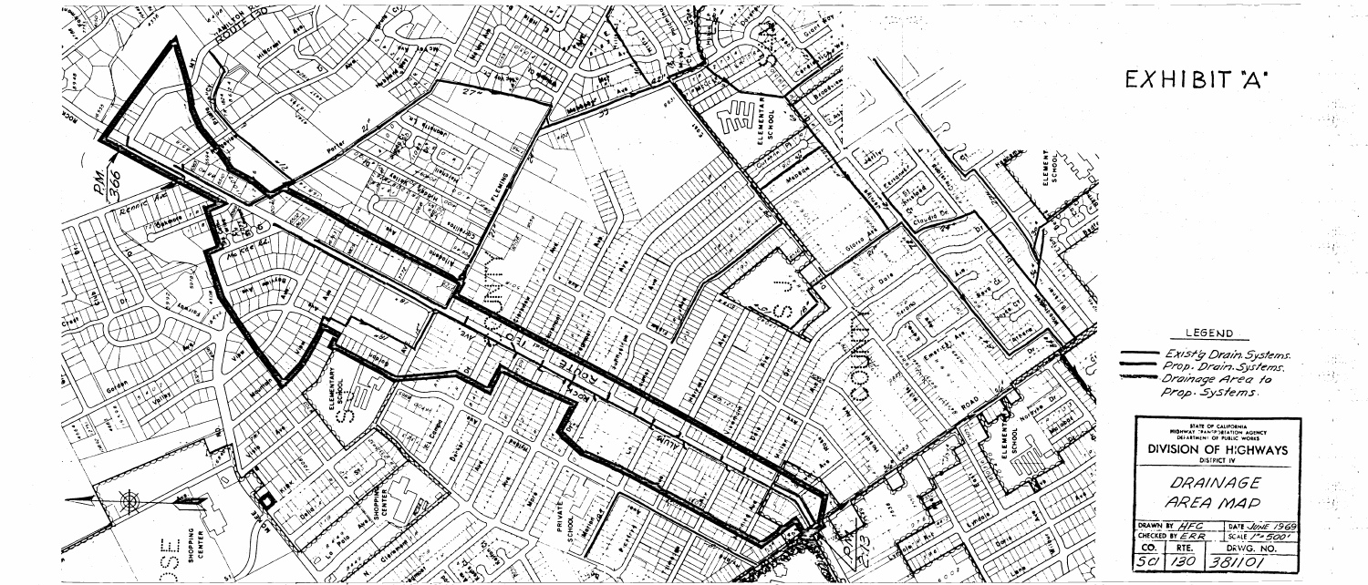# EXHIBIT "A"

LEGEND

- Exist'g Drain. Systems.
- Prop. Drain. Systems.
- Drainage Area to Prop. Systems.

| | |
|---|---|
| STATE OF CALIFORNIA<br>HIGHWAY TRANSPORTATION AGENCY<br>DEPARTMENT OF PUBLIC WORKS | |
| **DIVISION OF HIGHWAYS**<br>DISTRICT IV | |
| *DRAINAGE AREA MAP* | |
| DRAWN BY HFC | DATE JUNE 1969 |
| CHECKED BY ERR | SCALE 1" = 500' |
| CO. SCl · RTE. 130 | DRWG. NO. 38101 |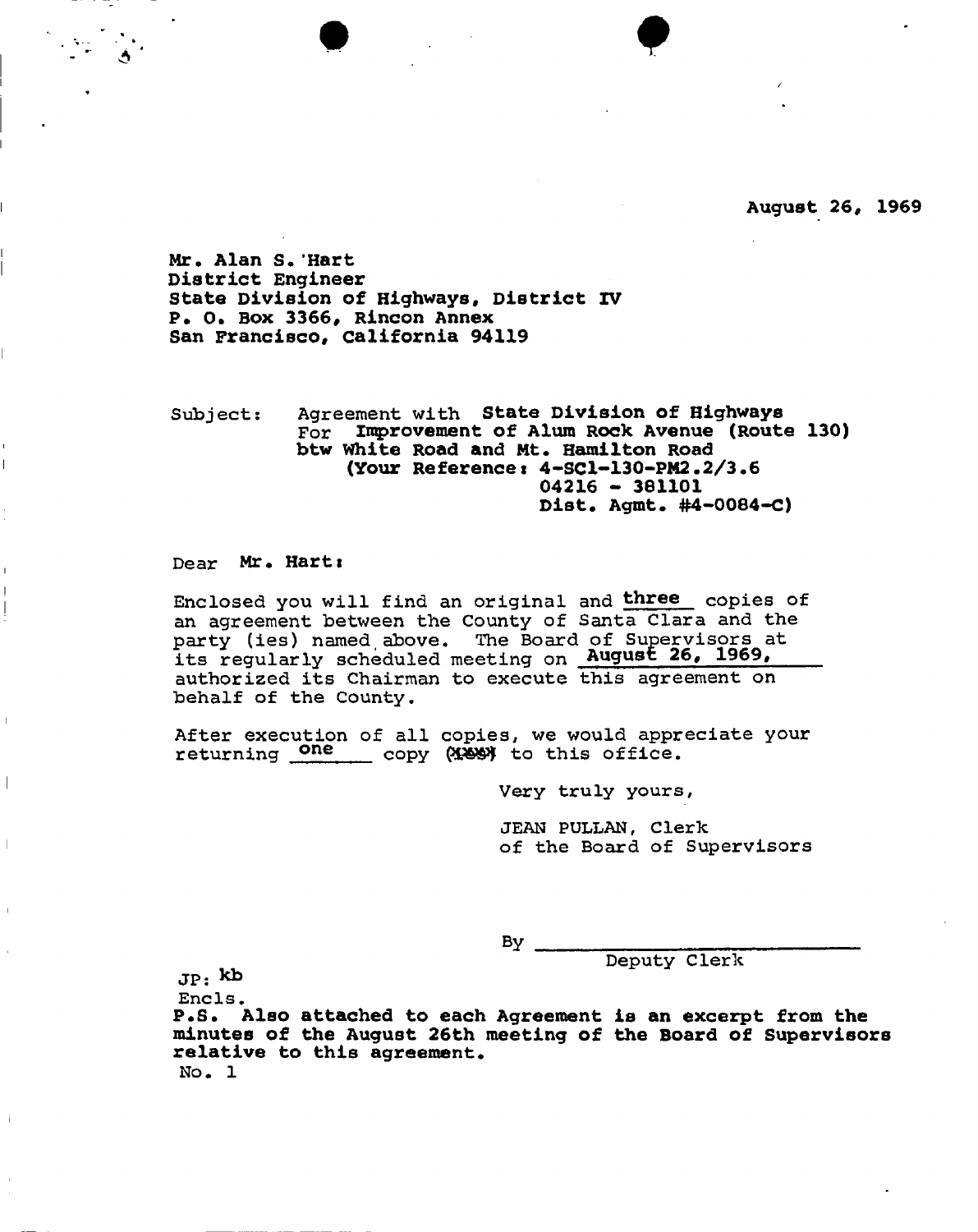August 26, 1969

Mr. Alan S. Hart
District Engineer
State Division of Highways, District IV
P. O. Box 3366, Rincon Annex
San Francisco, California 94119

Subject: Agreement with State Division of Highways
For Improvement of Alum Rock Avenue (Route 130)
btw White Road and Mt. Hamilton Road
(Your Reference: 4-SCl-130-PM2.2/3.6
04216 - 381101
Dist. Agmt. #4-0084-C)

Dear Mr. Hart:

Enclosed you will find an original and three copies of an agreement between the County of Santa Clara and the party (ies) named above. The Board of Supervisors at its regularly scheduled meeting on August 26, 1969, authorized its Chairman to execute this agreement on behalf of the County.

After execution of all copies, we would appreciate your returning one copy (xxxx) to this office.

Very truly yours,

JEAN PULLAN, Clerk
of the Board of Supervisors

By ______________________
Deputy Clerk

JP: kb
Encls.
**P.S. Also attached to each Agreement is an excerpt from the minutes of the August 26th meeting of the Board of Supervisors relative to this agreement.**
No. 1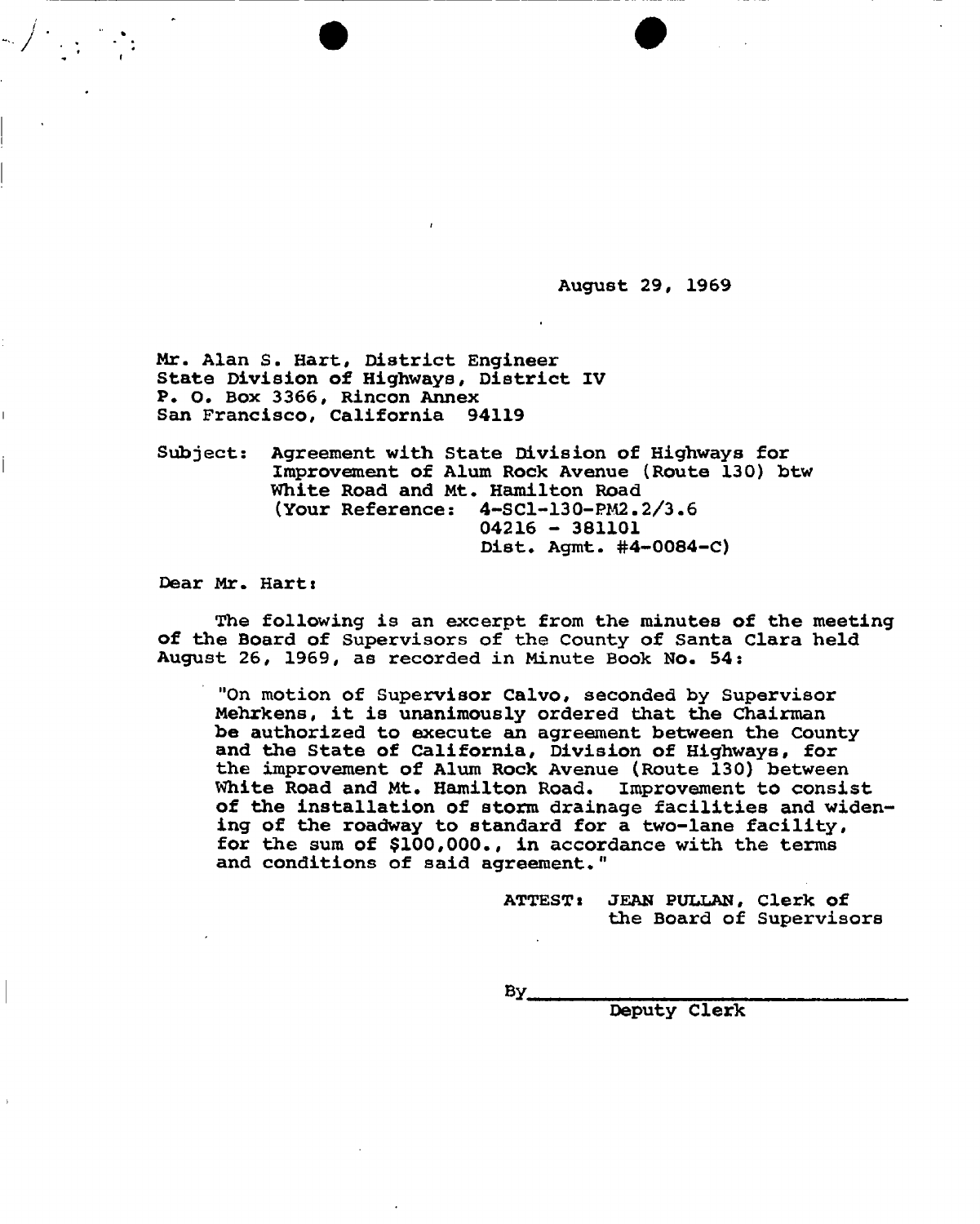August 29, 1969

Mr. Alan S. Hart, District Engineer
State Division of Highways, District IV
P. O. Box 3366, Rincon Annex
San Francisco, California 94119

Subject: Agreement with State Division of Highways for Improvement of Alum Rock Avenue (Route 130) btw White Road and Mt. Hamilton Road
(Your Reference: 4-SCl-130-PM2.2/3.6
04216 - 381101
Dist. Agmt. #4-0084-C)

Dear Mr. Hart:

The following is an excerpt from the minutes of the meeting of the Board of Supervisors of the County of Santa Clara held August 26, 1969, as recorded in Minute Book No. 54:

> "On motion of Supervisor Calvo, seconded by Supervisor Mehrkens, it is unanimously ordered that the Chairman be authorized to execute an agreement between the County and the State of California, Division of Highways, for the improvement of Alum Rock Avenue (Route 130) between White Road and Mt. Hamilton Road. Improvement to consist of the installation of storm drainage facilities and widening of the roadway to standard for a two-lane facility, for the sum of $100,000., in accordance with the terms and conditions of said agreement."

ATTEST: JEAN PULLAN, Clerk of the Board of Supervisors

By\_\_\_\_\_\_\_\_\_\_\_\_\_\_\_\_\_\_\_\_\_\_\_\_\_\_\_\_\_\_
Deputy Clerk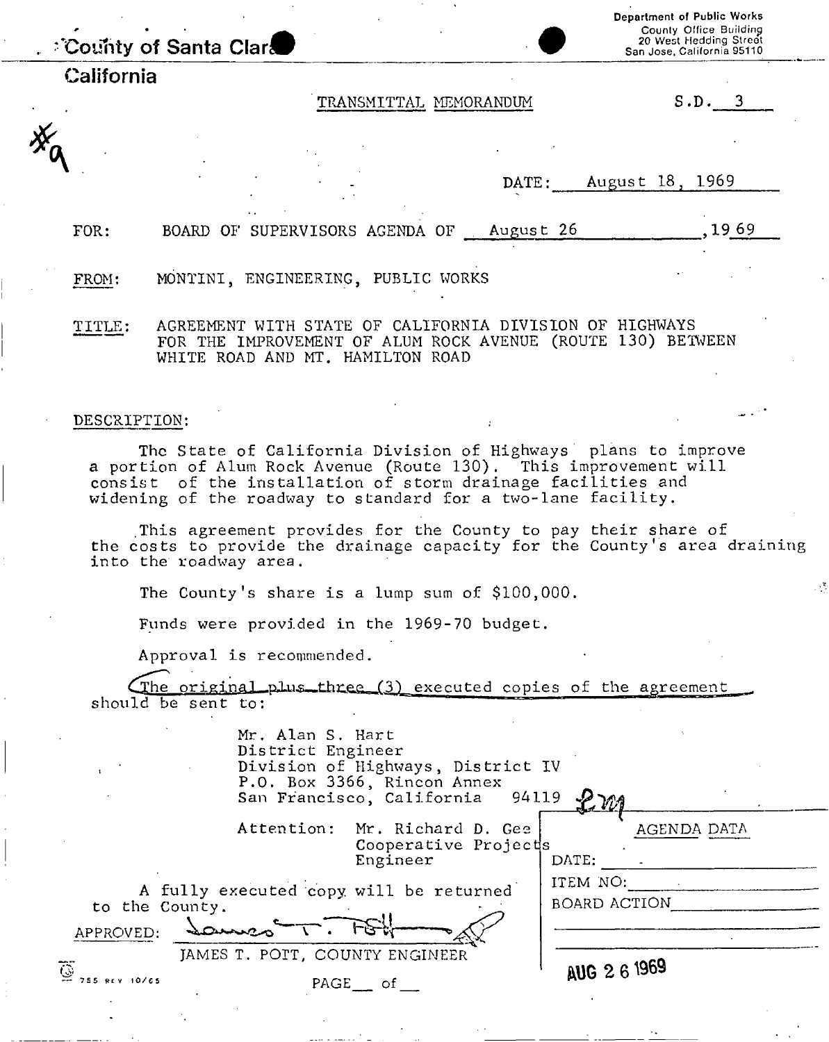County of Santa Clara

California

Department of Public Works
County Office Building
20 West Hedding Street
San Jose, California 95110

#9

TRANSMITTAL MEMORANDUM

S.D. 3

DATE: August 18, 1969

FOR: BOARD OF SUPERVISORS AGENDA OF August 26, 1969

FROM: MONTINI, ENGINEERING, PUBLIC WORKS

TITLE: AGREEMENT WITH STATE OF CALIFORNIA DIVISION OF HIGHWAYS FOR THE IMPROVEMENT OF ALUM ROCK AVENUE (ROUTE 130) BETWEEN WHITE ROAD AND MT. HAMILTON ROAD

DESCRIPTION:

The State of California Division of Highways plans to improve a portion of Alum Rock Avenue (Route 130). This improvement will consist of the installation of storm drainage facilities and widening of the roadway to standard for a two-lane facility.

This agreement provides for the County to pay their share of the costs to provide the drainage capacity for the County's area draining into the roadway area.

The County's share is a lump sum of $100,000.

Funds were provided in the 1969-70 budget.

Approval is recommended.

The original plus three (3) executed copies of the agreement should be sent to:

Mr. Alan S. Hart
District Engineer
Division of Highways, District IV
P.O. Box 3366, Rincon Annex
San Francisco, California 94119

Attention: Mr. Richard D. Gee
Cooperative Projects Engineer

A fully executed copy will be returned to the County.

APPROVED: James T. Pott
JAMES T. POTT, COUNTY ENGINEER

AGENDA DATA
DATE:
ITEM NO:
BOARD ACTION
AUG 26 1969

755 REV 10/65

PAGE \_\_ of \_\_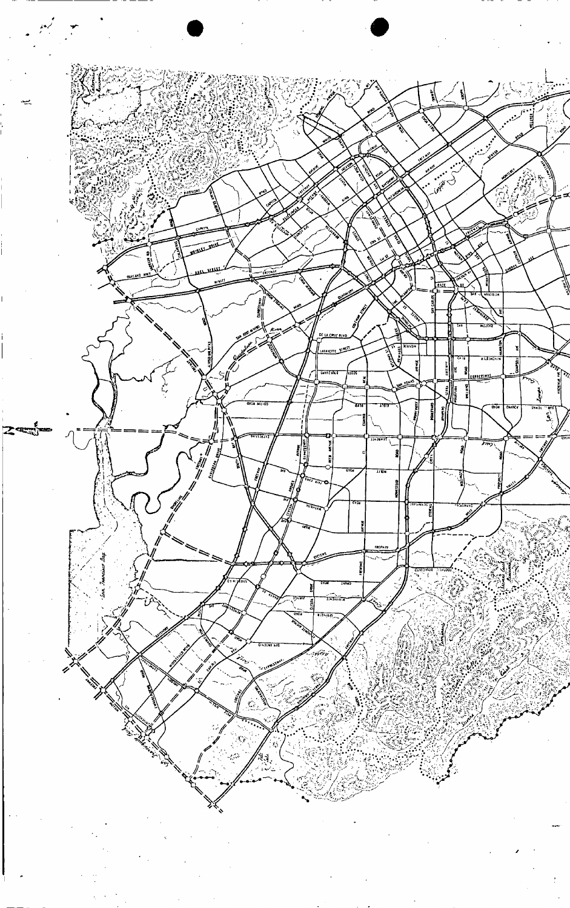San Francisco Bay

OAKLAND HWY

DE LA CRUZ BLVD

LAFAYETTE STREET

STEVENS

FREEWAY

EXPRESSWAY